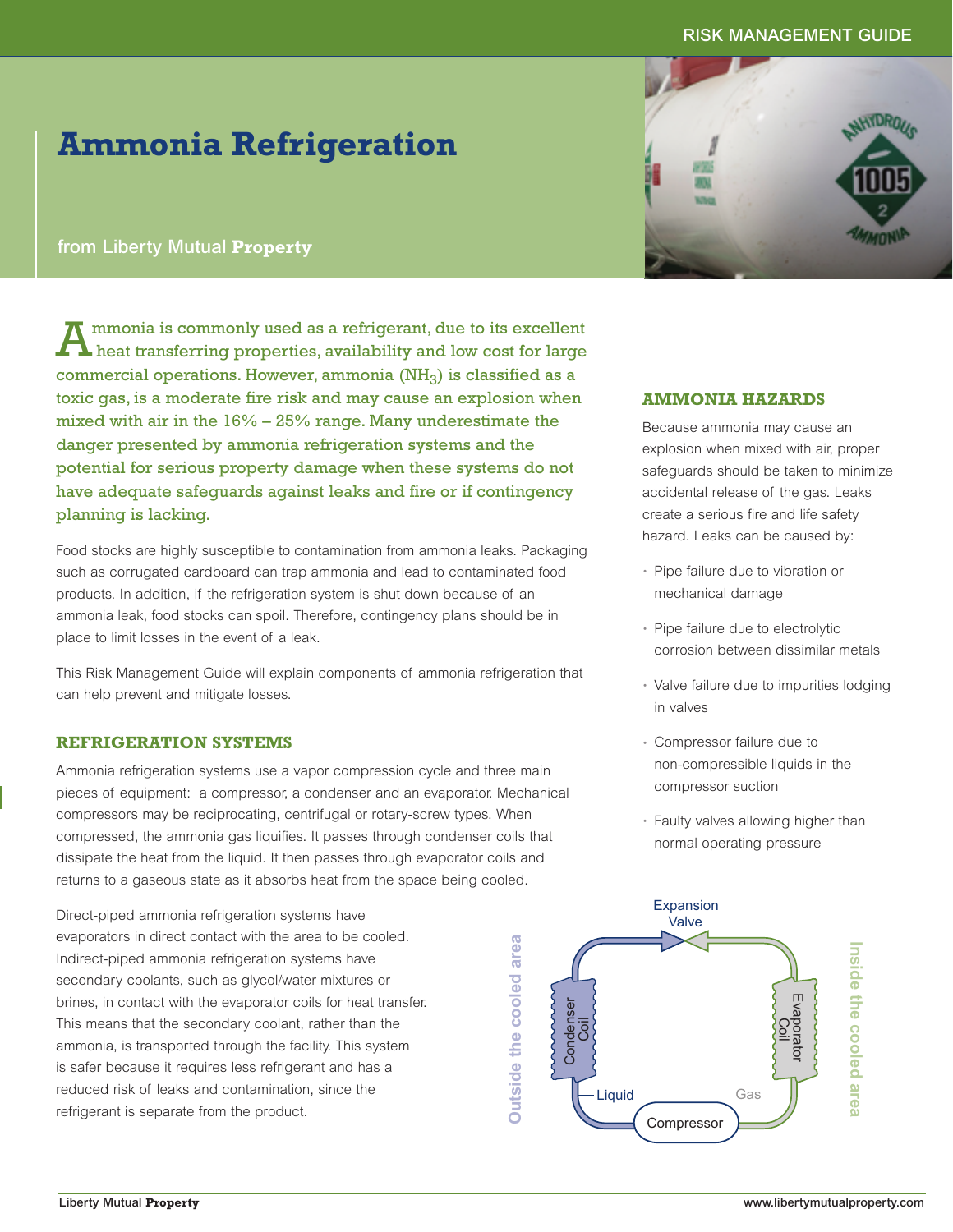# Ammonia Refrigeration

from Liberty Mutual **Property**

Ammonia is commonly used as a refrigerant, due to its excellent heat transferring properties, availability and low cost for large commercial operations. However, ammonia ($NH_3$) is classified as a toxic gas, is a moderate fire risk and may cause an explosion when mixed with air in the 16% – 25% range. Many underestimate the danger presented by ammonia refrigeration systems and the potential for serious property damage when these systems do not have adequate safeguards against leaks and fire or if contingency planning is lacking.

Food stocks are highly susceptible to contamination from ammonia leaks. Packaging such as corrugated cardboard can trap ammonia and lead to contaminated food products. In addition, if the refrigeration system is shut down because of an ammonia leak, food stocks can spoil. Therefore, contingency plans should be in place to limit losses in the event of a leak.

This Risk Management Guide will explain components of ammonia refrigeration that can help prevent and mitigate losses.

## REFRIGERATION SYSTEMS

Ammonia refrigeration systems use a vapor compression cycle and three main pieces of equipment: a compressor, a condenser and an evaporator. Mechanical compressors may be reciprocating, centrifugal or rotary-screw types. When compressed, the ammonia gas liquifies. It passes through condenser coils that dissipate the heat from the liquid. It then passes through evaporator coils and returns to a gaseous state as it absorbs heat from the space being cooled.

Direct-piped ammonia refrigeration systems have evaporators in direct contact with the area to be cooled. Indirect-piped ammonia refrigeration systems have secondary coolants, such as glycol/water mixtures or brines, in contact with the evaporator coils for heat transfer. This means that the secondary coolant, rather than the ammonia, is transported through the facility. This system is safer because it requires less refrigerant and has a reduced risk of leaks and contamination, since the refrigerant is separate from the product.

Outside the cooled area — Expansion Valve — Inside the cooled area

Condenser Coil — Evaporator Coil

Liquid — Compressor — Gas

## AMMONIA HAZARDS

Because ammonia may cause an explosion when mixed with air, proper safeguards should be taken to minimize accidental release of the gas. Leaks create a serious fire and life safety hazard. Leaks can be caused by:

- Pipe failure due to vibration or mechanical damage
- Pipe failure due to electrolytic corrosion between dissimilar metals
- Valve failure due to impurities lodging in valves
- Compressor failure due to non-compressible liquids in the compressor suction
- Faulty valves allowing higher than normal operating pressure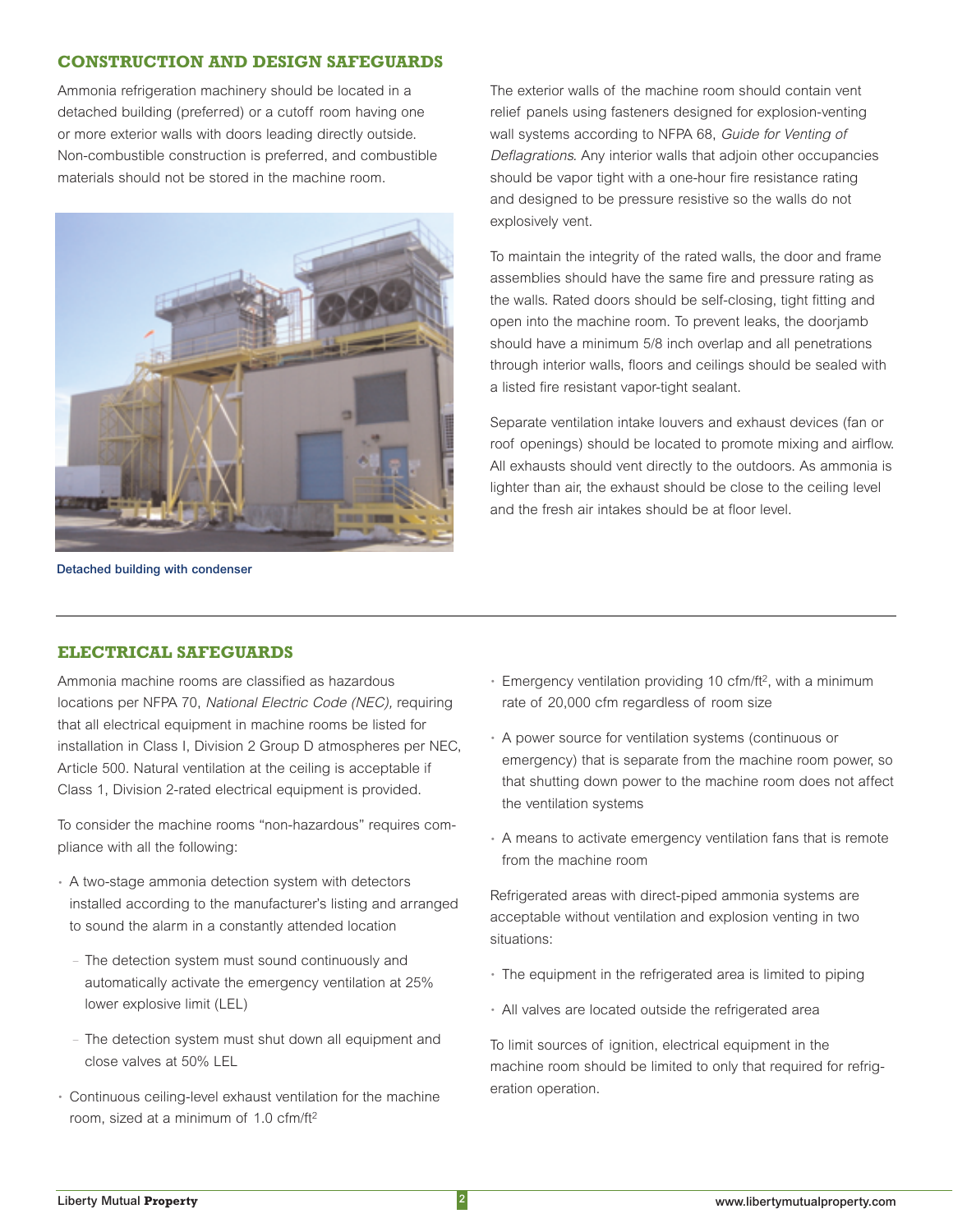## CONSTRUCTION AND DESIGN SAFEGUARDS

Ammonia refrigeration machinery should be located in a detached building (preferred) or a cutoff room having one or more exterior walls with doors leading directly outside. Non-combustible construction is preferred, and combustible materials should not be stored in the machine room.

Detached building with condenser

The exterior walls of the machine room should contain vent relief panels using fasteners designed for explosion-venting wall systems according to NFPA 68, *Guide for Venting of Deflagrations*. Any interior walls that adjoin other occupancies should be vapor tight with a one-hour fire resistance rating and designed to be pressure resistive so the walls do not explosively vent.

To maintain the integrity of the rated walls, the door and frame assemblies should have the same fire and pressure rating as the walls. Rated doors should be self-closing, tight fitting and open into the machine room. To prevent leaks, the doorjamb should have a minimum 5/8 inch overlap and all penetrations through interior walls, floors and ceilings should be sealed with a listed fire resistant vapor-tight sealant.

Separate ventilation intake louvers and exhaust devices (fan or roof openings) should be located to promote mixing and airflow. All exhausts should vent directly to the outdoors. As ammonia is lighter than air, the exhaust should be close to the ceiling level and the fresh air intakes should be at floor level.

## ELECTRICAL SAFEGUARDS

Ammonia machine rooms are classified as hazardous locations per NFPA 70, *National Electric Code (NEC),* requiring that all electrical equipment in machine rooms be listed for installation in Class I, Division 2 Group D atmospheres per NEC, Article 500. Natural ventilation at the ceiling is acceptable if Class 1, Division 2-rated electrical equipment is provided.

To consider the machine rooms "non-hazardous" requires compliance with all the following:

- A two-stage ammonia detection system with detectors installed according to the manufacturer's listing and arranged to sound the alarm in a constantly attended location
  - The detection system must sound continuously and automatically activate the emergency ventilation at 25% lower explosive limit (LEL)
  - The detection system must shut down all equipment and close valves at 50% LEL
- Continuous ceiling-level exhaust ventilation for the machine room, sized at a minimum of 1.0 cfm/ft$^2$
- Emergency ventilation providing 10 cfm/ft$^2$, with a minimum rate of 20,000 cfm regardless of room size
- A power source for ventilation systems (continuous or emergency) that is separate from the machine room power, so that shutting down power to the machine room does not affect the ventilation systems
- A means to activate emergency ventilation fans that is remote from the machine room

Refrigerated areas with direct-piped ammonia systems are acceptable without ventilation and explosion venting in two situations:

- The equipment in the refrigerated area is limited to piping
- All valves are located outside the refrigerated area

To limit sources of ignition, electrical equipment in the machine room should be limited to only that required for refrigeration operation.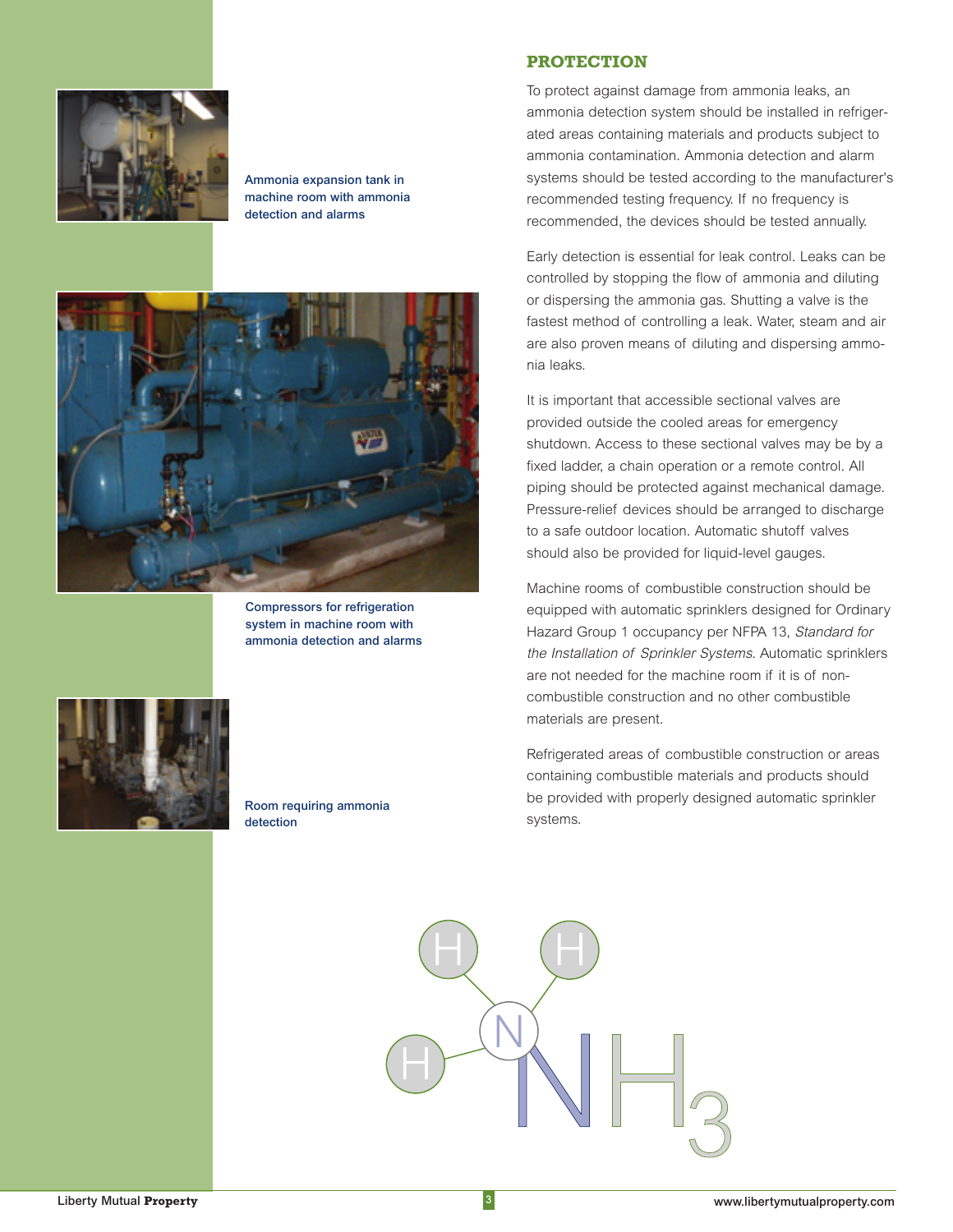Ammonia expansion tank in machine room with ammonia detection and alarms

Compressors for refrigeration system in machine room with ammonia detection and alarms

Room requiring ammonia detection

## PROTECTION

To protect against damage from ammonia leaks, an ammonia detection system should be installed in refrigerated areas containing materials and products subject to ammonia contamination. Ammonia detection and alarm systems should be tested according to the manufacturer's recommended testing frequency. If no frequency is recommended, the devices should be tested annually.

Early detection is essential for leak control. Leaks can be controlled by stopping the flow of ammonia and diluting or dispersing the ammonia gas. Shutting a valve is the fastest method of controlling a leak. Water, steam and air are also proven means of diluting and dispersing ammonia leaks.

It is important that accessible sectional valves are provided outside the cooled areas for emergency shutdown. Access to these sectional valves may be by a fixed ladder, a chain operation or a remote control. All piping should be protected against mechanical damage. Pressure-relief devices should be arranged to discharge to a safe outdoor location. Automatic shutoff valves should also be provided for liquid-level gauges.

Machine rooms of combustible construction should be equipped with automatic sprinklers designed for Ordinary Hazard Group 1 occupancy per NFPA 13, *Standard for the Installation of Sprinkler Systems*. Automatic sprinklers are not needed for the machine room if it is of non-combustible construction and no other combustible materials are present.

Refrigerated areas of combustible construction or areas containing combustible materials and products should be provided with properly designed automatic sprinkler systems.

$NH_3$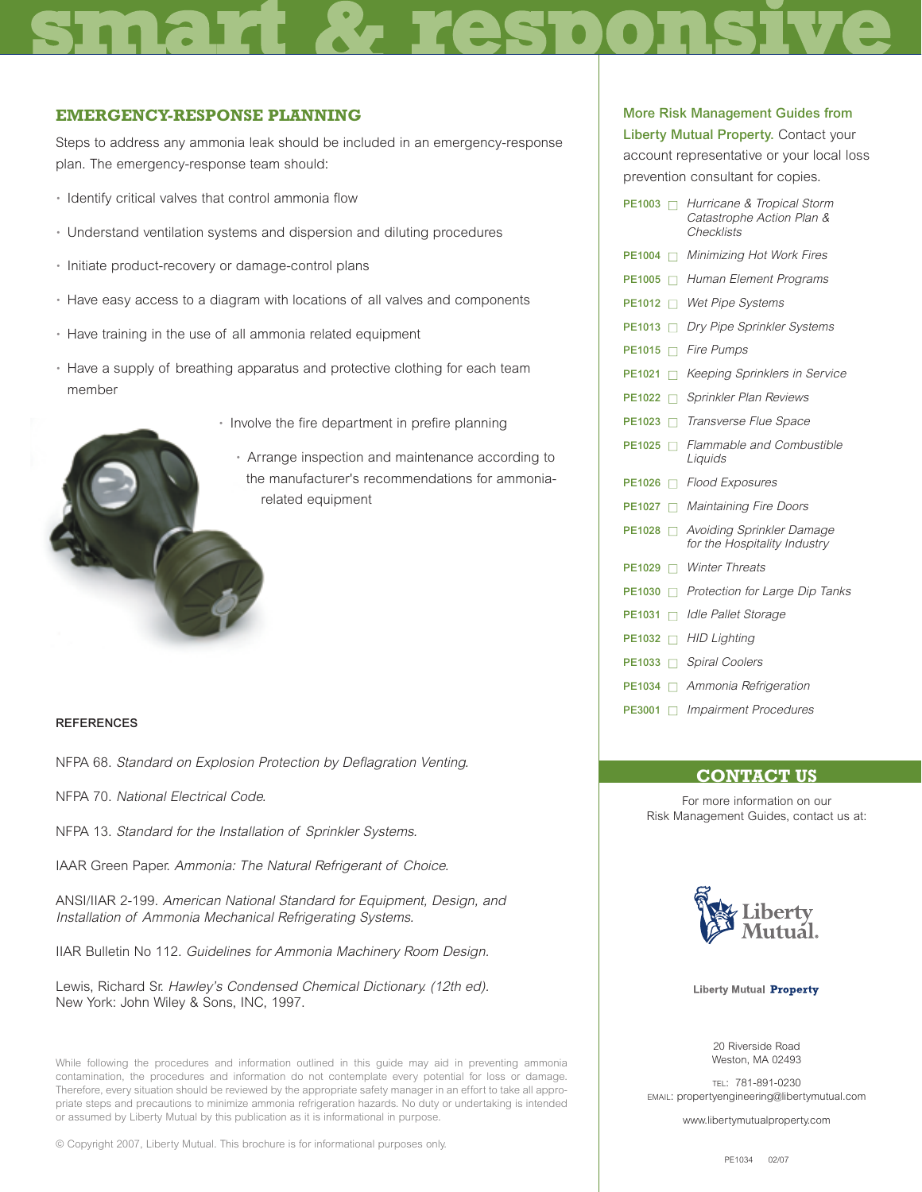# smart & responsive

## EMERGENCY-RESPONSE PLANNING

Steps to address any ammonia leak should be included in an emergency-response plan. The emergency-response team should:

- Identify critical valves that control ammonia flow
- Understand ventilation systems and dispersion and diluting procedures
- Initiate product-recovery or damage-control plans
- Have easy access to a diagram with locations of all valves and components
- Have training in the use of all ammonia related equipment
- Have a supply of breathing apparatus and protective clothing for each team member
- Involve the fire department in prefire planning
- Arrange inspection and maintenance according to the manufacturer's recommendations for ammonia-related equipment

### REFERENCES

NFPA 68. *Standard on Explosion Protection by Deflagration Venting.*

NFPA 70. *National Electrical Code.*

NFPA 13. *Standard for the Installation of Sprinkler Systems.*

IAAR Green Paper. *Ammonia: The Natural Refrigerant of Choice.*

ANSI/IIAR 2-199. *American National Standard for Equipment, Design, and Installation of Ammonia Mechanical Refrigerating Systems.*

IIAR Bulletin No 112. *Guidelines for Ammonia Machinery Room Design.*

Lewis, Richard Sr. *Hawley's Condensed Chemical Dictionary. (12th ed).* New York: John Wiley & Sons, INC, 1997.

While following the procedures and information outlined in this guide may aid in preventing ammonia contamination, the procedures and information do not contemplate every potential for loss or damage. Therefore, every situation should be reviewed by the appropriate safety manager in an effort to take all appropriate steps and precautions to minimize ammonia refrigeration hazards. No duty or undertaking is intended or assumed by Liberty Mutual by this publication as it is informational in purpose.

© Copyright 2007, Liberty Mutual. This brochure is for informational purposes only.

**More Risk Management Guides from Liberty Mutual Property.** Contact your account representative or your local loss prevention consultant for copies.

- PE1003 ☐ *Hurricane & Tropical Storm Catastrophe Action Plan & Checklists*
- PE1004 ☐ *Minimizing Hot Work Fires*
- PE1005 ☐ *Human Element Programs*
- PE1012 ☐ *Wet Pipe Systems*
- PE1013 ☐ *Dry Pipe Sprinkler Systems*
- PE1015 ☐ *Fire Pumps*
- PE1021 ☐ *Keeping Sprinklers in Service*
- PE1022 ☐ *Sprinkler Plan Reviews*
- PE1023 ☐ *Transverse Flue Space*
- PE1025 ☐ *Flammable and Combustible Liquids*
- PE1026 ☐ *Flood Exposures*
- PE1027 ☐ *Maintaining Fire Doors*
- PE1028 ☐ *Avoiding Sprinkler Damage for the Hospitality Industry*
- PE1029 ☐ *Winter Threats*
- PE1030 ☐ *Protection for Large Dip Tanks*
- PE1031 ☐ *Idle Pallet Storage*
- PE1032 ☐ *HID Lighting*
- PE1033 ☐ *Spiral Coolers*
- PE1034 ☐ *Ammonia Refrigeration*
- PE3001 ☐ *Impairment Procedures*

## CONTACT US

For more information on our Risk Management Guides, contact us at:

Liberty Mutual.

Liberty Mutual **Property**

20 Riverside Road
Weston, MA 02493

TEL: 781-891-0230
EMAIL: propertyengineering@libertymutual.com

www.libertymutualproperty.com

PE1034 02/07